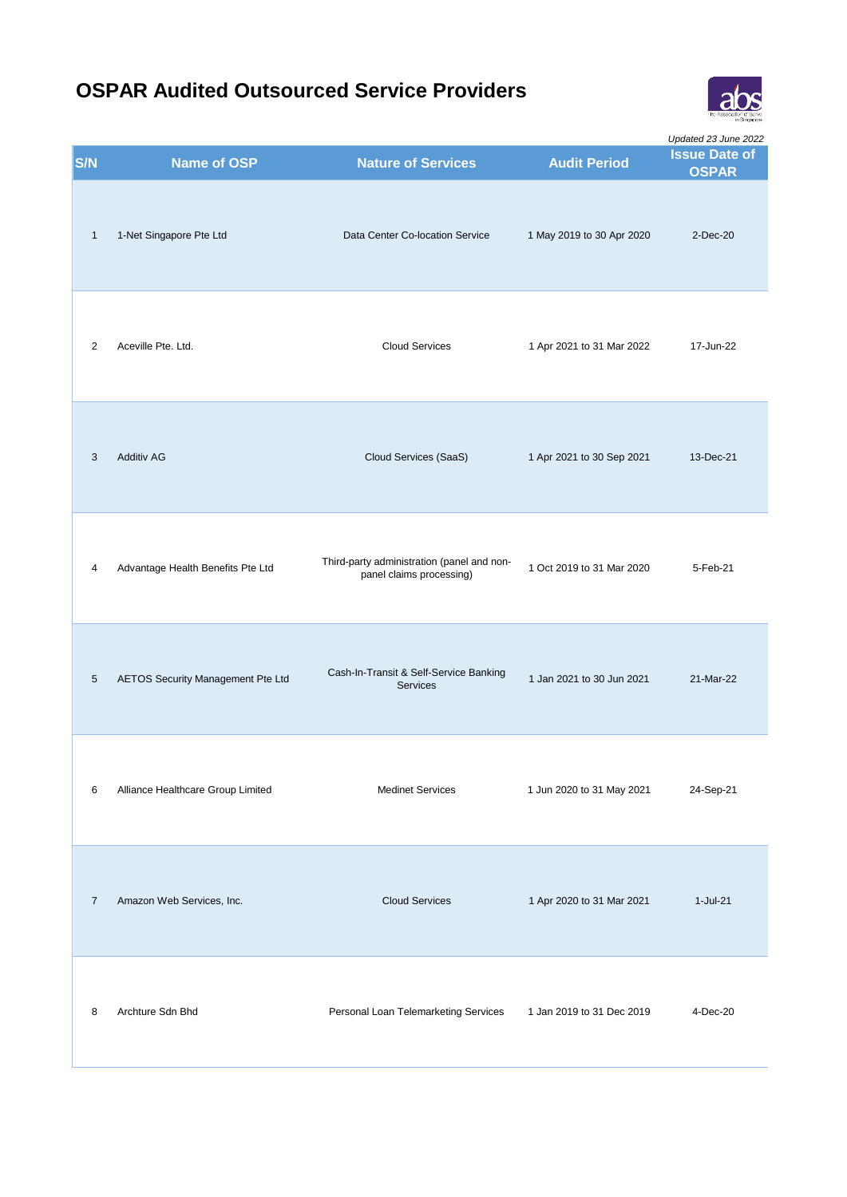# OSPAR Audited Outsourced Service Providers

*Updated 23 June 2022*

| S/N | Name of OSP | Nature of Services | Audit Period | Issue Date of OSPAR |
|---|---|---|---|---|
| 1 | 1-Net Singapore Pte Ltd | Data Center Co-location Service | 1 May 2019 to 30 Apr 2020 | 2-Dec-20 |
| 2 | Aceville Pte. Ltd. | Cloud Services | 1 Apr 2021 to 31 Mar 2022 | 17-Jun-22 |
| 3 | Additiv AG | Cloud Services (SaaS) | 1 Apr 2021 to 30 Sep 2021 | 13-Dec-21 |
| 4 | Advantage Health Benefits Pte Ltd | Third-party administration (panel and non-panel claims processing) | 1 Oct 2019 to 31 Mar 2020 | 5-Feb-21 |
| 5 | AETOS Security Management Pte Ltd | Cash-In-Transit & Self-Service Banking Services | 1 Jan 2021 to 30 Jun 2021 | 21-Mar-22 |
| 6 | Alliance Healthcare Group Limited | Medinet Services | 1 Jun 2020 to 31 May 2021 | 24-Sep-21 |
| 7 | Amazon Web Services, Inc. | Cloud Services | 1 Apr 2020 to 31 Mar 2021 | 1-Jul-21 |
| 8 | Archture Sdn Bhd | Personal Loan Telemarketing Services | 1 Jan 2019 to 31 Dec 2019 | 4-Dec-20 |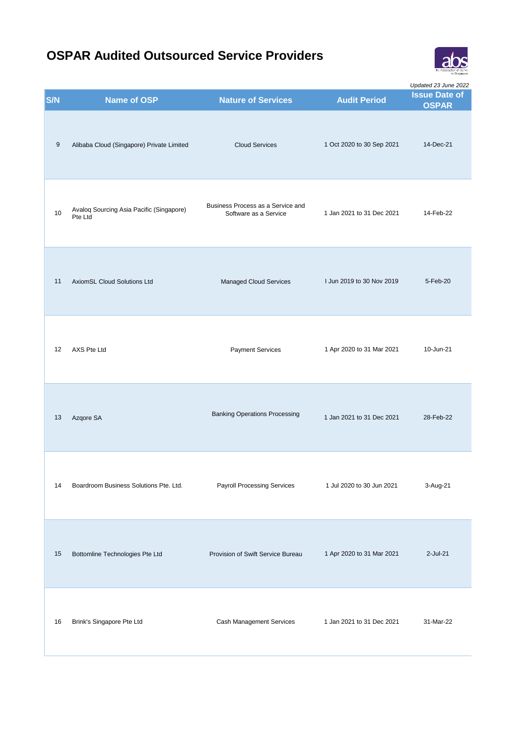# OSPAR Audited Outsourced Service Providers

*Updated 23 June 2022*

| S/N | Name of OSP | Nature of Services | Audit Period | Issue Date of OSPAR |
|---|---|---|---|---|
| 9 | Alibaba Cloud (Singapore) Private Limited | Cloud Services | 1 Oct 2020 to 30 Sep 2021 | 14-Dec-21 |
| 10 | Avaloq Sourcing Asia Pacific (Singapore) Pte Ltd | Business Process as a Service and Software as a Service | 1 Jan 2021 to 31 Dec 2021 | 14-Feb-22 |
| 11 | AxiomSL Cloud Solutions Ltd | Managed Cloud Services | I Jun 2019 to 30 Nov 2019 | 5-Feb-20 |
| 12 | AXS Pte Ltd | Payment Services | 1 Apr 2020 to 31 Mar 2021 | 10-Jun-21 |
| 13 | Azqore SA | Banking Operations Processing | 1 Jan 2021 to 31 Dec 2021 | 28-Feb-22 |
| 14 | Boardroom Business Solutions Pte. Ltd. | Payroll Processing Services | 1 Jul 2020 to 30 Jun 2021 | 3-Aug-21 |
| 15 | Bottomline Technologies Pte Ltd | Provision of Swift Service Bureau | 1 Apr 2020 to 31 Mar 2021 | 2-Jul-21 |
| 16 | Brink's Singapore Pte Ltd | Cash Management Services | 1 Jan 2021 to 31 Dec 2021 | 31-Mar-22 |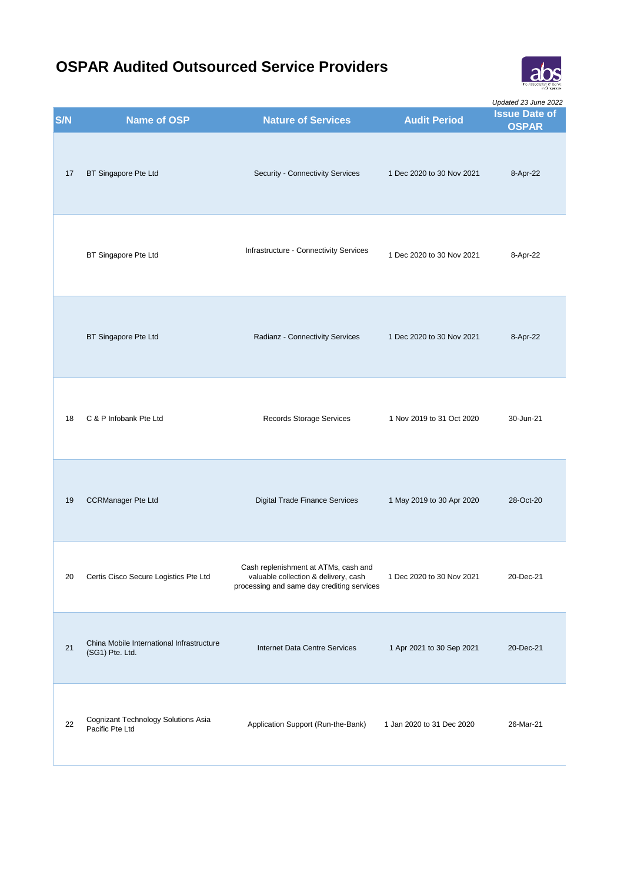# OSPAR Audited Outsourced Service Providers

*Updated 23 June 2022*

| S/N | Name of OSP | Nature of Services | Audit Period | Issue Date of OSPAR |
|---|---|---|---|---|
| 17 | BT Singapore Pte Ltd | Security - Connectivity Services | 1 Dec 2020 to 30 Nov 2021 | 8-Apr-22 |
| | BT Singapore Pte Ltd | Infrastructure - Connectivity Services | 1 Dec 2020 to 30 Nov 2021 | 8-Apr-22 |
| | BT Singapore Pte Ltd | Radianz - Connectivity Services | 1 Dec 2020 to 30 Nov 2021 | 8-Apr-22 |
| 18 | C & P Infobank Pte Ltd | Records Storage Services | 1 Nov 2019 to 31 Oct 2020 | 30-Jun-21 |
| 19 | CCRManager Pte Ltd | Digital Trade Finance Services | 1 May 2019 to 30 Apr 2020 | 28-Oct-20 |
| 20 | Certis Cisco Secure Logistics Pte Ltd | Cash replenishment at ATMs, cash and valuable collection & delivery, cash processing and same day crediting services | 1 Dec 2020 to 30 Nov 2021 | 20-Dec-21 |
| 21 | China Mobile International Infrastructure (SG1) Pte. Ltd. | Internet Data Centre Services | 1 Apr 2021 to 30 Sep 2021 | 20-Dec-21 |
| 22 | Cognizant Technology Solutions Asia Pacific Pte Ltd | Application Support (Run-the-Bank) | 1 Jan 2020 to 31 Dec 2020 | 26-Mar-21 |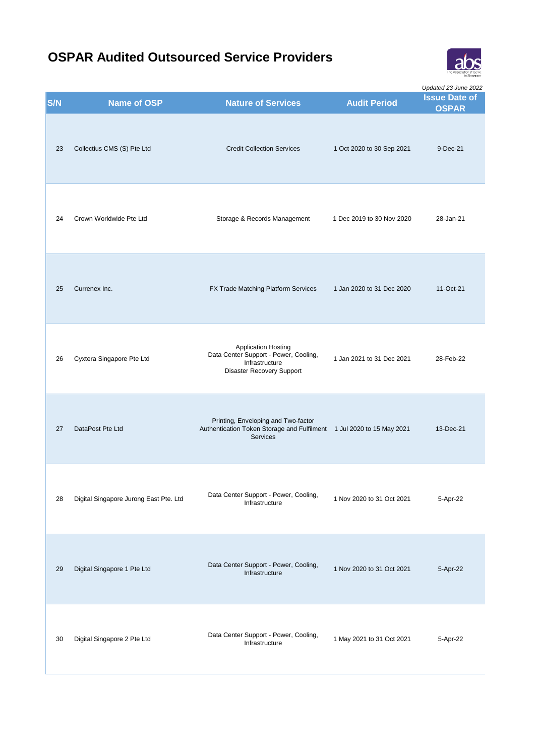# OSPAR Audited Outsourced Service Providers

*Updated 23 June 2022*

| S/N | Name of OSP | Nature of Services | Audit Period | Issue Date of OSPAR |
|---|---|---|---|---|
| 23 | Collectius CMS (S) Pte Ltd | Credit Collection Services | 1 Oct 2020 to 30 Sep 2021 | 9-Dec-21 |
| 24 | Crown Worldwide Pte Ltd | Storage & Records Management | 1 Dec 2019 to 30 Nov 2020 | 28-Jan-21 |
| 25 | Currenex Inc. | FX Trade Matching Platform Services | 1 Jan 2020 to 31 Dec 2020 | 11-Oct-21 |
| 26 | Cyxtera Singapore Pte Ltd | Application Hosting<br>Data Center Support - Power, Cooling, Infrastructure<br>Disaster Recovery Support | 1 Jan 2021 to 31 Dec 2021 | 28-Feb-22 |
| 27 | DataPost Pte Ltd | Printing, Enveloping and Two-factor Authentication Token Storage and Fulfilment Services | 1 Jul 2020 to 15 May 2021 | 13-Dec-21 |
| 28 | Digital Singapore Jurong East Pte. Ltd | Data Center Support - Power, Cooling, Infrastructure | 1 Nov 2020 to 31 Oct 2021 | 5-Apr-22 |
| 29 | Digital Singapore 1 Pte Ltd | Data Center Support - Power, Cooling, Infrastructure | 1 Nov 2020 to 31 Oct 2021 | 5-Apr-22 |
| 30 | Digital Singapore 2 Pte Ltd | Data Center Support - Power, Cooling, Infrastructure | 1 May 2021 to 31 Oct 2021 | 5-Apr-22 |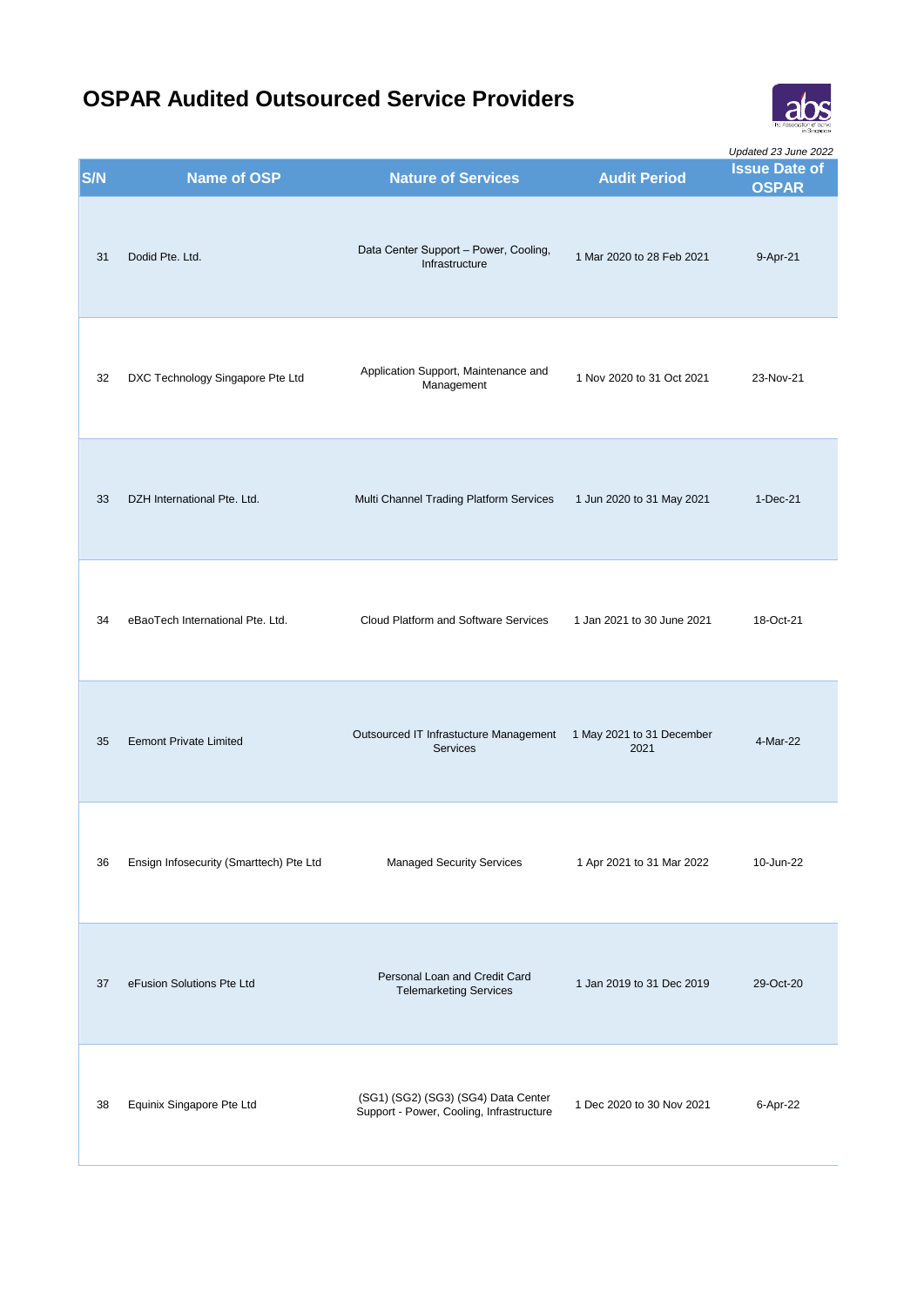# OSPAR Audited Outsourced Service Providers

*Updated 23 June 2022*

| S/N | Name of OSP | Nature of Services | Audit Period | Issue Date of OSPAR |
|---|---|---|---|---|
| 31 | Dodid Pte. Ltd. | Data Center Support – Power, Cooling, Infrastructure | 1 Mar 2020 to 28 Feb 2021 | 9-Apr-21 |
| 32 | DXC Technology Singapore Pte Ltd | Application Support, Maintenance and Management | 1 Nov 2020 to 31 Oct 2021 | 23-Nov-21 |
| 33 | DZH International Pte. Ltd. | Multi Channel Trading Platform Services | 1 Jun 2020 to 31 May 2021 | 1-Dec-21 |
| 34 | eBaoTech International Pte. Ltd. | Cloud Platform and Software Services | 1 Jan 2021 to 30 June 2021 | 18-Oct-21 |
| 35 | Eemont Private Limited | Outsourced IT Infrastucture Management Services | 1 May 2021 to 31 December 2021 | 4-Mar-22 |
| 36 | Ensign Infosecurity (Smarttech) Pte Ltd | Managed Security Services | 1 Apr 2021 to 31 Mar 2022 | 10-Jun-22 |
| 37 | eFusion Solutions Pte Ltd | Personal Loan and Credit Card Telemarketing Services | 1 Jan 2019 to 31 Dec 2019 | 29-Oct-20 |
| 38 | Equinix Singapore Pte Ltd | (SG1) (SG2) (SG3) (SG4) Data Center Support - Power, Cooling, Infrastructure | 1 Dec 2020 to 30 Nov 2021 | 6-Apr-22 |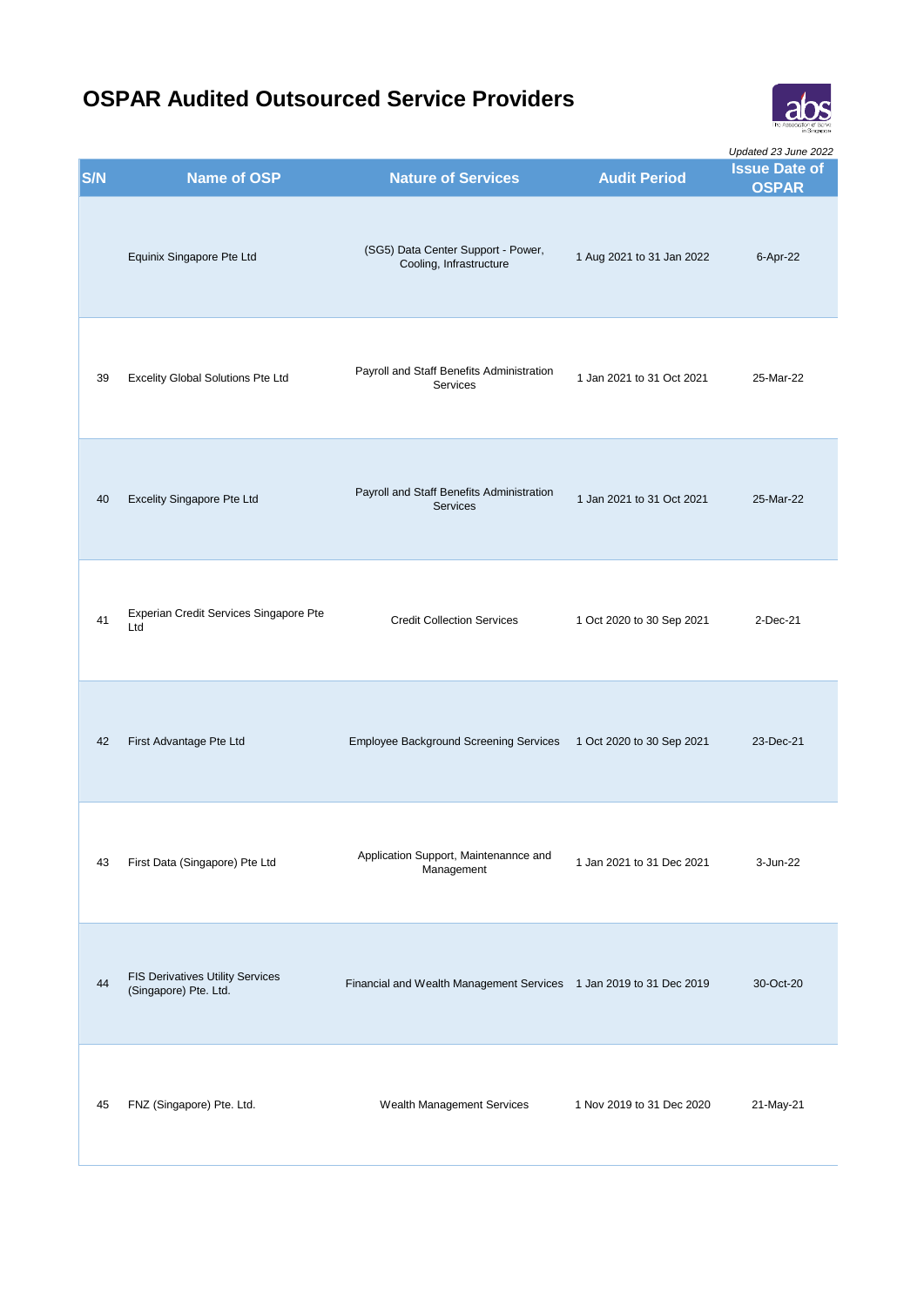# OSPAR Audited Outsourced Service Providers

*Updated 23 June 2022*

| S/N | Name of OSP | Nature of Services | Audit Period | Issue Date of OSPAR |
|---|---|---|---|---|
| | Equinix Singapore Pte Ltd | (SG5) Data Center Support - Power, Cooling, Infrastructure | 1 Aug 2021 to 31 Jan 2022 | 6-Apr-22 |
| 39 | Excelity Global Solutions Pte Ltd | Payroll and Staff Benefits Administration Services | 1 Jan 2021 to 31 Oct 2021 | 25-Mar-22 |
| 40 | Excelity Singapore Pte Ltd | Payroll and Staff Benefits Administration Services | 1 Jan 2021 to 31 Oct 2021 | 25-Mar-22 |
| 41 | Experian Credit Services Singapore Pte Ltd | Credit Collection Services | 1 Oct 2020 to 30 Sep 2021 | 2-Dec-21 |
| 42 | First Advantage Pte Ltd | Employee Background Screening Services | 1 Oct 2020 to 30 Sep 2021 | 23-Dec-21 |
| 43 | First Data (Singapore) Pte Ltd | Application Support, Maintenannce and Management | 1 Jan 2021 to 31 Dec 2021 | 3-Jun-22 |
| 44 | FIS Derivatives Utility Services (Singapore) Pte. Ltd. | Financial and Wealth Management Services | 1 Jan 2019 to 31 Dec 2019 | 30-Oct-20 |
| 45 | FNZ (Singapore) Pte. Ltd. | Wealth Management Services | 1 Nov 2019 to 31 Dec 2020 | 21-May-21 |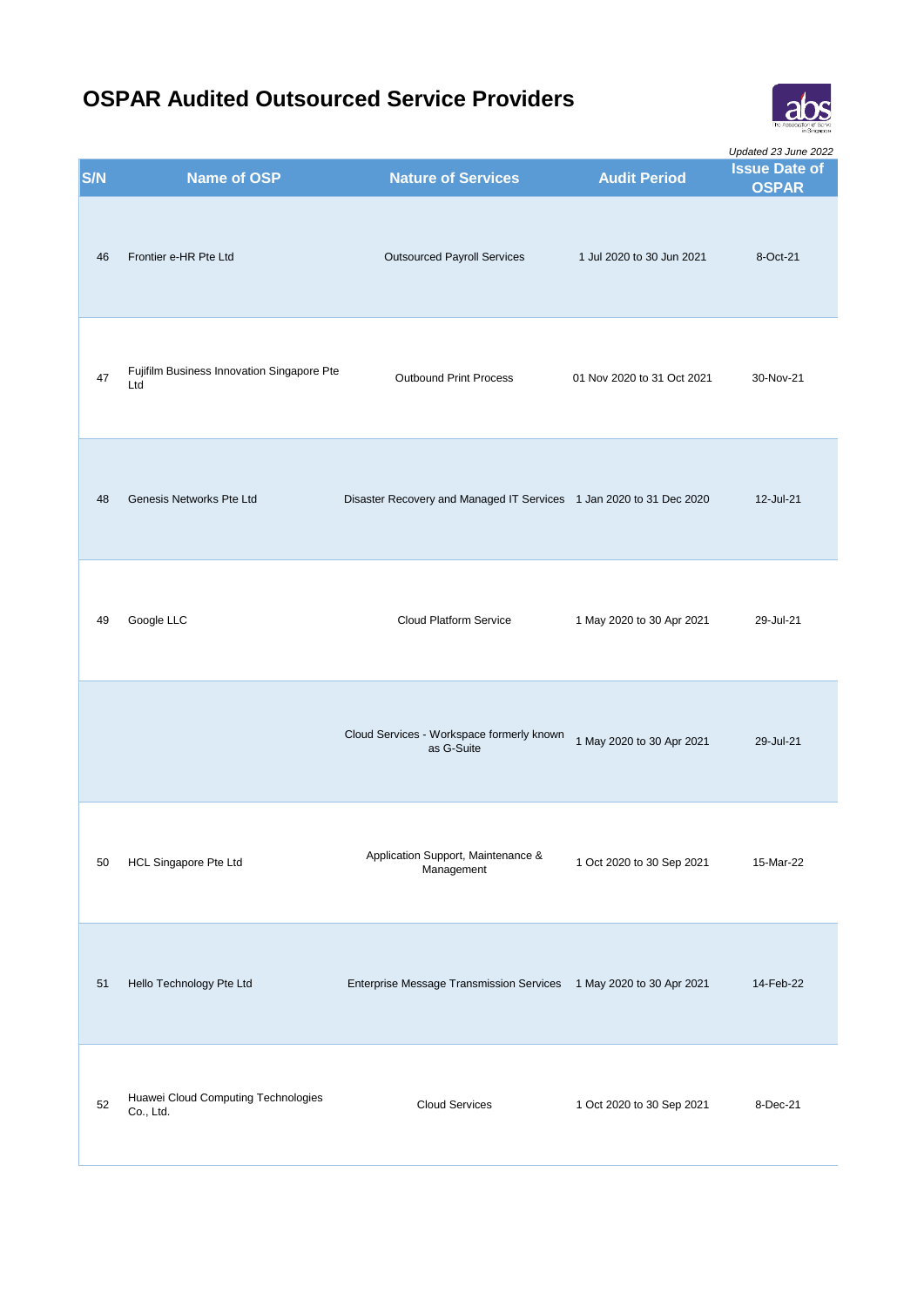# OSPAR Audited Outsourced Service Providers

*Updated 23 June 2022*

| S/N | Name of OSP | Nature of Services | Audit Period | Issue Date of OSPAR |
|---|---|---|---|---|
| 46 | Frontier e-HR Pte Ltd | Outsourced Payroll Services | 1 Jul 2020 to 30 Jun 2021 | 8-Oct-21 |
| 47 | Fujifilm Business Innovation Singapore Pte Ltd | Outbound Print Process | 01 Nov 2020 to 31 Oct 2021 | 30-Nov-21 |
| 48 | Genesis Networks Pte Ltd | Disaster Recovery and Managed IT Services | 1 Jan 2020 to 31 Dec 2020 | 12-Jul-21 |
| 49 | Google LLC | Cloud Platform Service | 1 May 2020 to 30 Apr 2021 | 29-Jul-21 |
| | | Cloud Services - Workspace formerly known as G-Suite | 1 May 2020 to 30 Apr 2021 | 29-Jul-21 |
| 50 | HCL Singapore Pte Ltd | Application Support, Maintenance & Management | 1 Oct 2020 to 30 Sep 2021 | 15-Mar-22 |
| 51 | Hello Technology Pte Ltd | Enterprise Message Transmission Services | 1 May 2020 to 30 Apr 2021 | 14-Feb-22 |
| 52 | Huawei Cloud Computing Technologies Co., Ltd. | Cloud Services | 1 Oct 2020 to 30 Sep 2021 | 8-Dec-21 |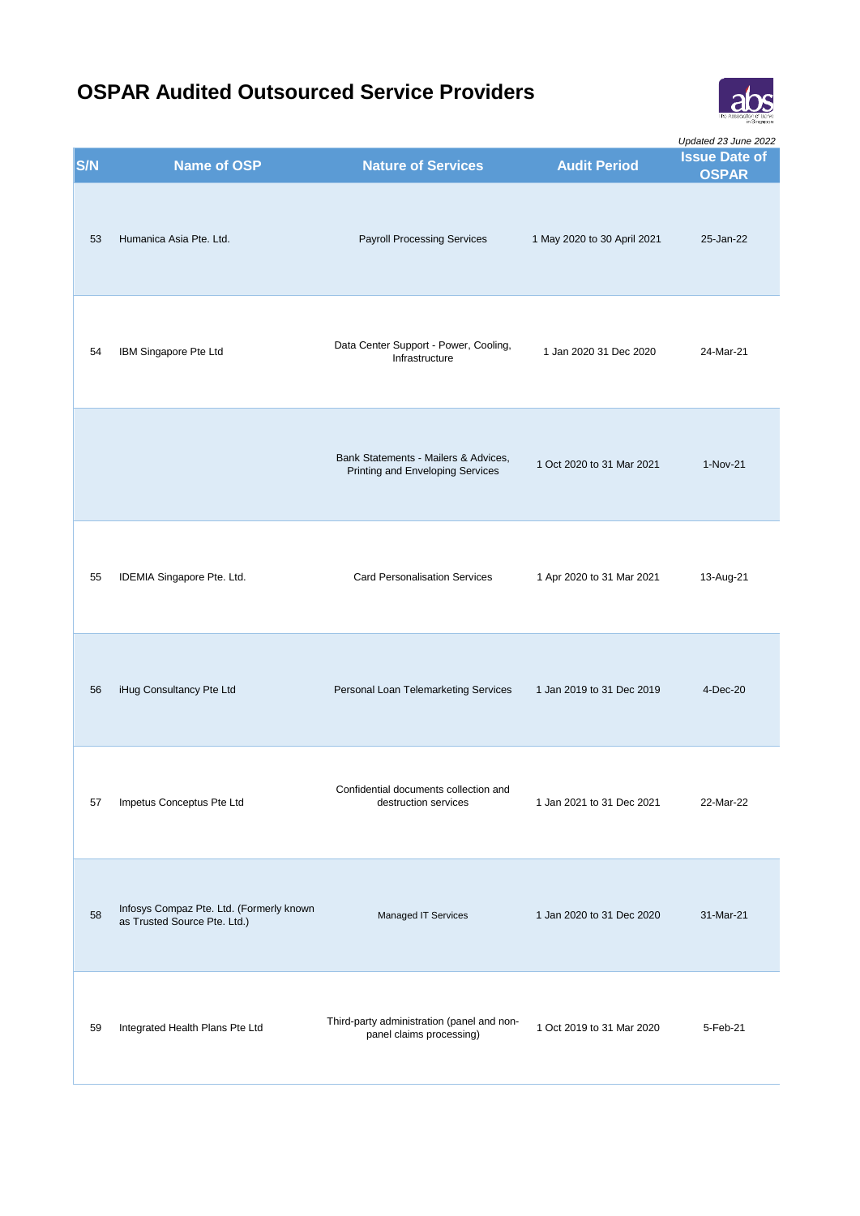# OSPAR Audited Outsourced Service Providers

*Updated 23 June 2022*

| S/N | Name of OSP | Nature of Services | Audit Period | Issue Date of OSPAR |
|---|---|---|---|---|
| 53 | Humanica Asia Pte. Ltd. | Payroll Processing Services | 1 May 2020 to 30 April 2021 | 25-Jan-22 |
| 54 | IBM Singapore Pte Ltd | Data Center Support - Power, Cooling, Infrastructure | 1 Jan 2020 31 Dec 2020 | 24-Mar-21 |
| | | Bank Statements - Mailers & Advices, Printing and Enveloping Services | 1 Oct 2020 to 31 Mar 2021 | 1-Nov-21 |
| 55 | IDEMIA Singapore Pte. Ltd. | Card Personalisation Services | 1 Apr 2020 to 31 Mar 2021 | 13-Aug-21 |
| 56 | iHug Consultancy Pte Ltd | Personal Loan Telemarketing Services | 1 Jan 2019 to 31 Dec 2019 | 4-Dec-20 |
| 57 | Impetus Conceptus Pte Ltd | Confidential documents collection and destruction services | 1 Jan 2021 to 31 Dec 2021 | 22-Mar-22 |
| 58 | Infosys Compaz Pte. Ltd. (Formerly known as Trusted Source Pte. Ltd.) | Managed IT Services | 1 Jan 2020 to 31 Dec 2020 | 31-Mar-21 |
| 59 | Integrated Health Plans Pte Ltd | Third-party administration (panel and non-panel claims processing) | 1 Oct 2019 to 31 Mar 2020 | 5-Feb-21 |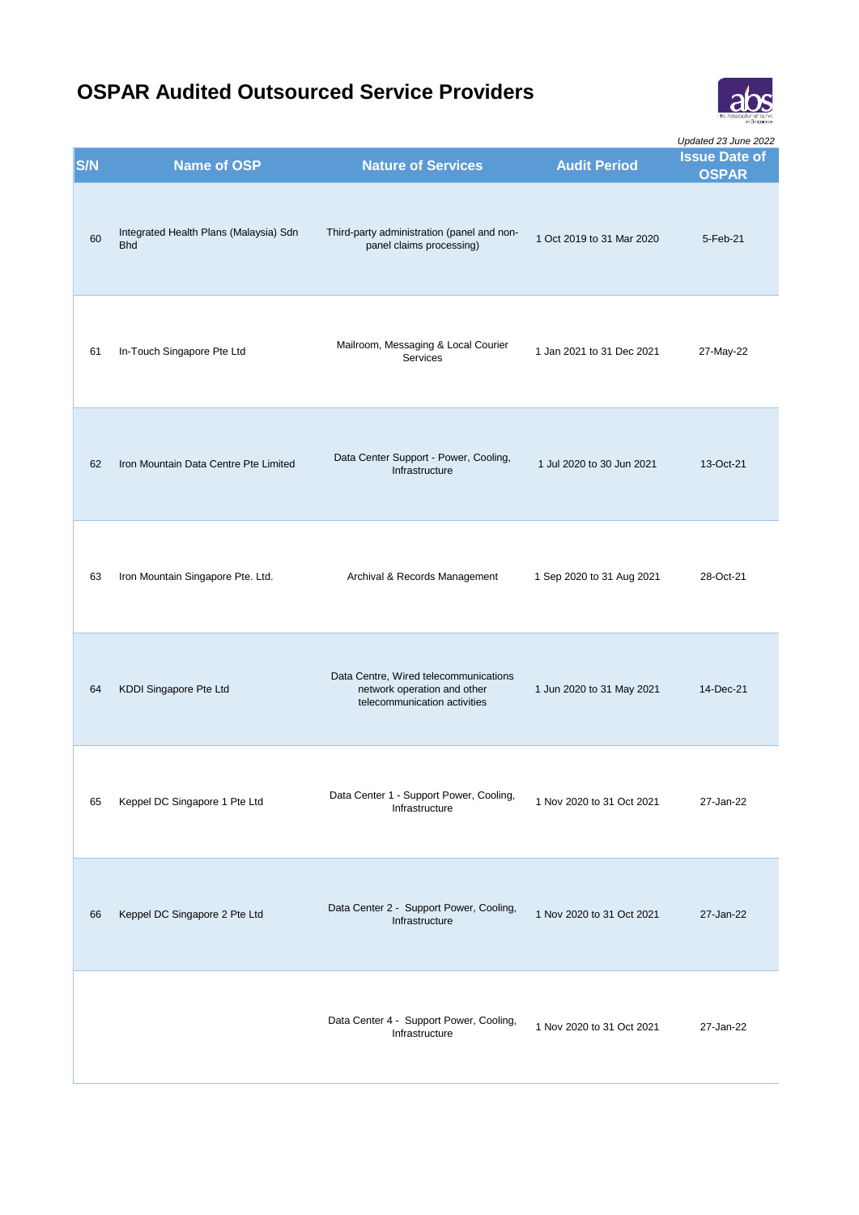# OSPAR Audited Outsourced Service Providers

*Updated 23 June 2022*

| S/N | Name of OSP | Nature of Services | Audit Period | Issue Date of OSPAR |
|---|---|---|---|---|
| 60 | Integrated Health Plans (Malaysia) Sdn Bhd | Third-party administration (panel and non-panel claims processing) | 1 Oct 2019 to 31 Mar 2020 | 5-Feb-21 |
| 61 | In-Touch Singapore Pte Ltd | Mailroom, Messaging & Local Courier Services | 1 Jan 2021 to 31 Dec 2021 | 27-May-22 |
| 62 | Iron Mountain Data Centre Pte Limited | Data Center Support - Power, Cooling, Infrastructure | 1 Jul 2020 to 30 Jun 2021 | 13-Oct-21 |
| 63 | Iron Mountain Singapore Pte. Ltd. | Archival & Records Management | 1 Sep 2020 to 31 Aug 2021 | 28-Oct-21 |
| 64 | KDDI Singapore Pte Ltd | Data Centre, Wired telecommunications network operation and other telecommunication activities | 1 Jun 2020 to 31 May 2021 | 14-Dec-21 |
| 65 | Keppel DC Singapore 1 Pte Ltd | Data Center 1 - Support Power, Cooling, Infrastructure | 1 Nov 2020 to 31 Oct 2021 | 27-Jan-22 |
| 66 | Keppel DC Singapore 2 Pte Ltd | Data Center 2 - Support Power, Cooling, Infrastructure | 1 Nov 2020 to 31 Oct 2021 | 27-Jan-22 |
| | | Data Center 4 - Support Power, Cooling, Infrastructure | 1 Nov 2020 to 31 Oct 2021 | 27-Jan-22 |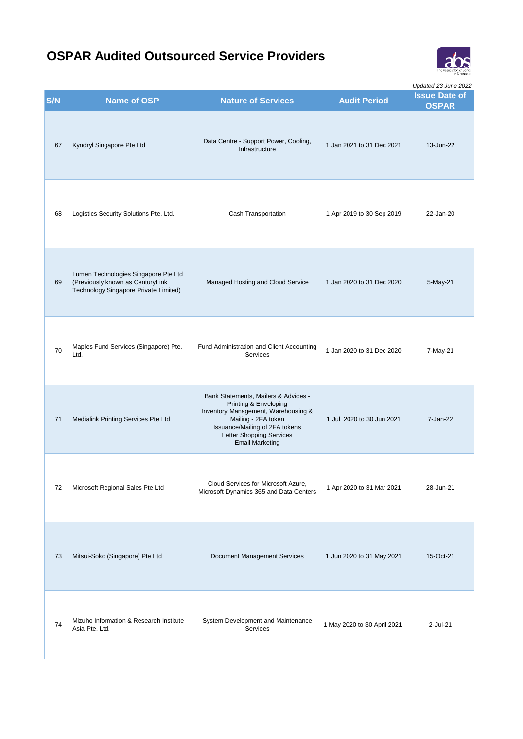# OSPAR Audited Outsourced Service Providers

*Updated 23 June 2022*

| S/N | Name of OSP | Nature of Services | Audit Period | Issue Date of OSPAR |
|---|---|---|---|---|
| 67 | Kyndryl Singapore Pte Ltd | Data Centre - Support Power, Cooling, Infrastructure | 1 Jan 2021 to 31 Dec 2021 | 13-Jun-22 |
| 68 | Logistics Security Solutions Pte. Ltd. | Cash Transportation | 1 Apr 2019 to 30 Sep 2019 | 22-Jan-20 |
| 69 | Lumen Technologies Singapore Pte Ltd (Previously known as CenturyLink Technology Singapore Private Limited) | Managed Hosting and Cloud Service | 1 Jan 2020 to 31 Dec 2020 | 5-May-21 |
| 70 | Maples Fund Services (Singapore) Pte. Ltd. | Fund Administration and Client Accounting Services | 1 Jan 2020 to 31 Dec 2020 | 7-May-21 |
| 71 | Medialink Printing Services Pte Ltd | Bank Statements, Mailers & Advices - Printing & Enveloping<br>Inventory Management, Warehousing & Mailing - 2FA token<br>Issuance/Mailing of 2FA tokens<br>Letter Shopping Services<br>Email Marketing | 1 Jul 2020 to 30 Jun 2021 | 7-Jan-22 |
| 72 | Microsoft Regional Sales Pte Ltd | Cloud Services for Microsoft Azure, Microsoft Dynamics 365 and Data Centers | 1 Apr 2020 to 31 Mar 2021 | 28-Jun-21 |
| 73 | Mitsui-Soko (Singapore) Pte Ltd | Document Management Services | 1 Jun 2020 to 31 May 2021 | 15-Oct-21 |
| 74 | Mizuho Information & Research Institute Asia Pte. Ltd. | System Development and Maintenance Services | 1 May 2020 to 30 April 2021 | 2-Jul-21 |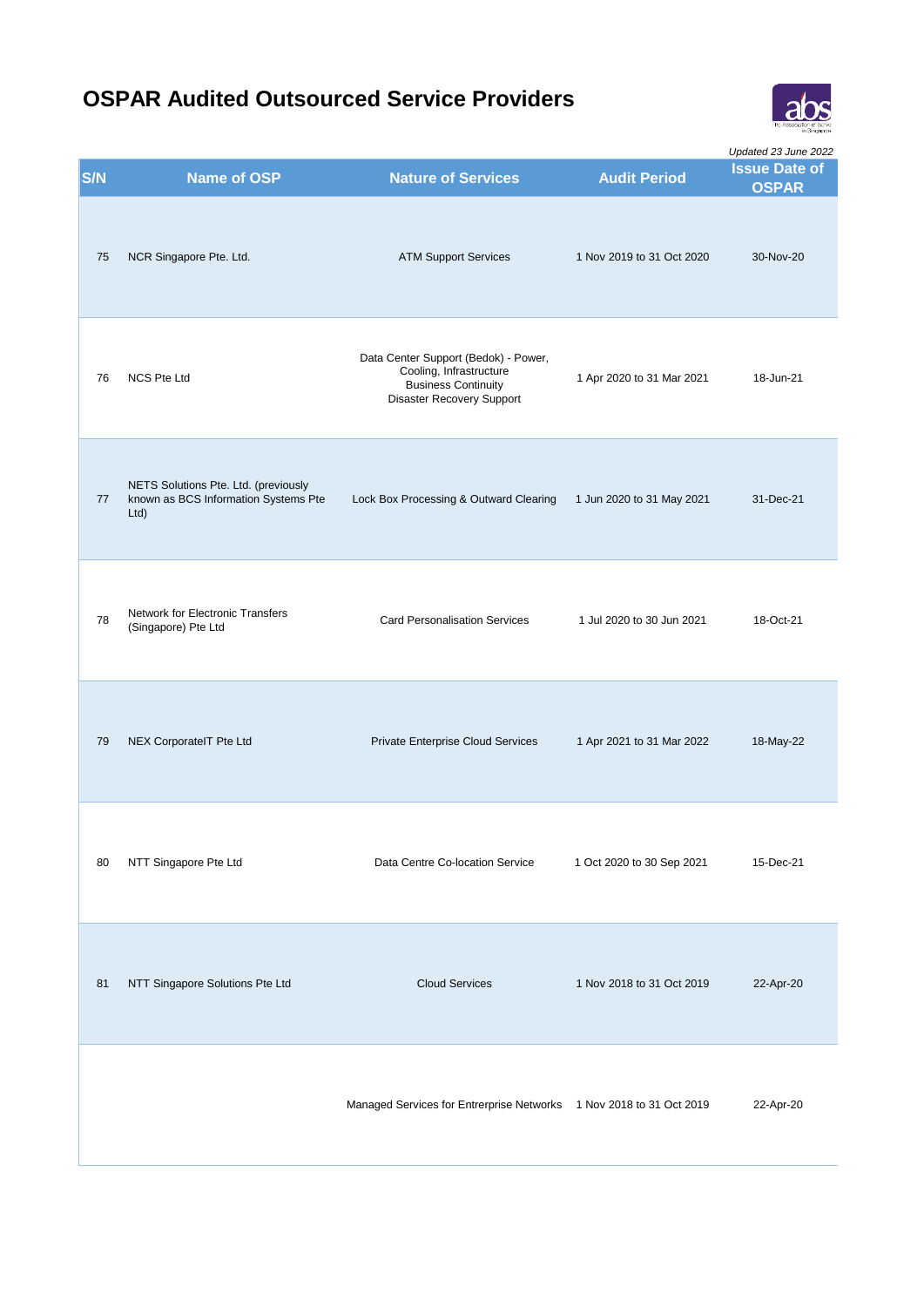# OSPAR Audited Outsourced Service Providers

*Updated 23 June 2022*

| S/N | Name of OSP | Nature of Services | Audit Period | Issue Date of OSPAR |
|---|---|---|---|---|
| 75 | NCR Singapore Pte. Ltd. | ATM Support Services | 1 Nov 2019 to 31 Oct 2020 | 30-Nov-20 |
| 76 | NCS Pte Ltd | Data Center Support (Bedok) - Power, Cooling, Infrastructure<br>Business Continuity<br>Disaster Recovery Support | 1 Apr 2020 to 31 Mar 2021 | 18-Jun-21 |
| 77 | NETS Solutions Pte. Ltd. (previously known as BCS Information Systems Pte Ltd) | Lock Box Processing & Outward Clearing | 1 Jun 2020 to 31 May 2021 | 31-Dec-21 |
| 78 | Network for Electronic Transfers (Singapore) Pte Ltd | Card Personalisation Services | 1 Jul 2020 to 30 Jun 2021 | 18-Oct-21 |
| 79 | NEX CorporateIT Pte Ltd | Private Enterprise Cloud Services | 1 Apr 2021 to 31 Mar 2022 | 18-May-22 |
| 80 | NTT Singapore Pte Ltd | Data Centre Co-location Service | 1 Oct 2020 to 30 Sep 2021 | 15-Dec-21 |
| 81 | NTT Singapore Solutions Pte Ltd | Cloud Services | 1 Nov 2018 to 31 Oct 2019 | 22-Apr-20 |
| | | Managed Services for Entrerprise Networks | 1 Nov 2018 to 31 Oct 2019 | 22-Apr-20 |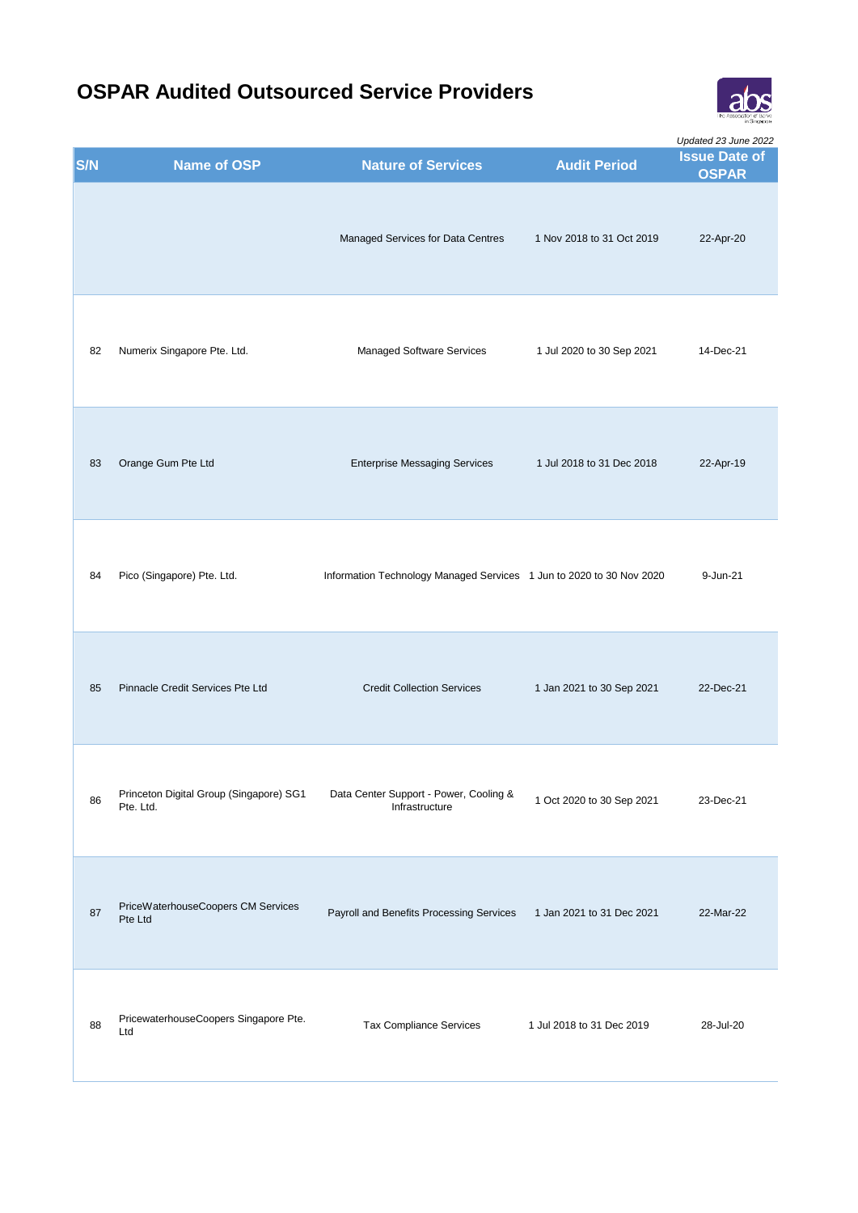# OSPAR Audited Outsourced Service Providers

*Updated 23 June 2022*

| S/N | Name of OSP | Nature of Services | Audit Period | Issue Date of OSPAR |
|---|---|---|---|---|
| | | Managed Services for Data Centres | 1 Nov 2018 to 31 Oct 2019 | 22-Apr-20 |
| 82 | Numerix Singapore Pte. Ltd. | Managed Software Services | 1 Jul 2020 to 30 Sep 2021 | 14-Dec-21 |
| 83 | Orange Gum Pte Ltd | Enterprise Messaging Services | 1 Jul 2018 to 31 Dec 2018 | 22-Apr-19 |
| 84 | Pico (Singapore) Pte. Ltd. | Information Technology Managed Services | 1 Jun to 2020 to 30 Nov 2020 | 9-Jun-21 |
| 85 | Pinnacle Credit Services Pte Ltd | Credit Collection Services | 1 Jan 2021 to 30 Sep 2021 | 22-Dec-21 |
| 86 | Princeton Digital Group (Singapore) SG1 Pte. Ltd. | Data Center Support - Power, Cooling & Infrastructure | 1 Oct 2020 to 30 Sep 2021 | 23-Dec-21 |
| 87 | PriceWaterhouseCoopers CM Services Pte Ltd | Payroll and Benefits Processing Services | 1 Jan 2021 to 31 Dec 2021 | 22-Mar-22 |
| 88 | PricewaterhouseCoopers Singapore Pte. Ltd | Tax Compliance Services | 1 Jul 2018 to 31 Dec 2019 | 28-Jul-20 |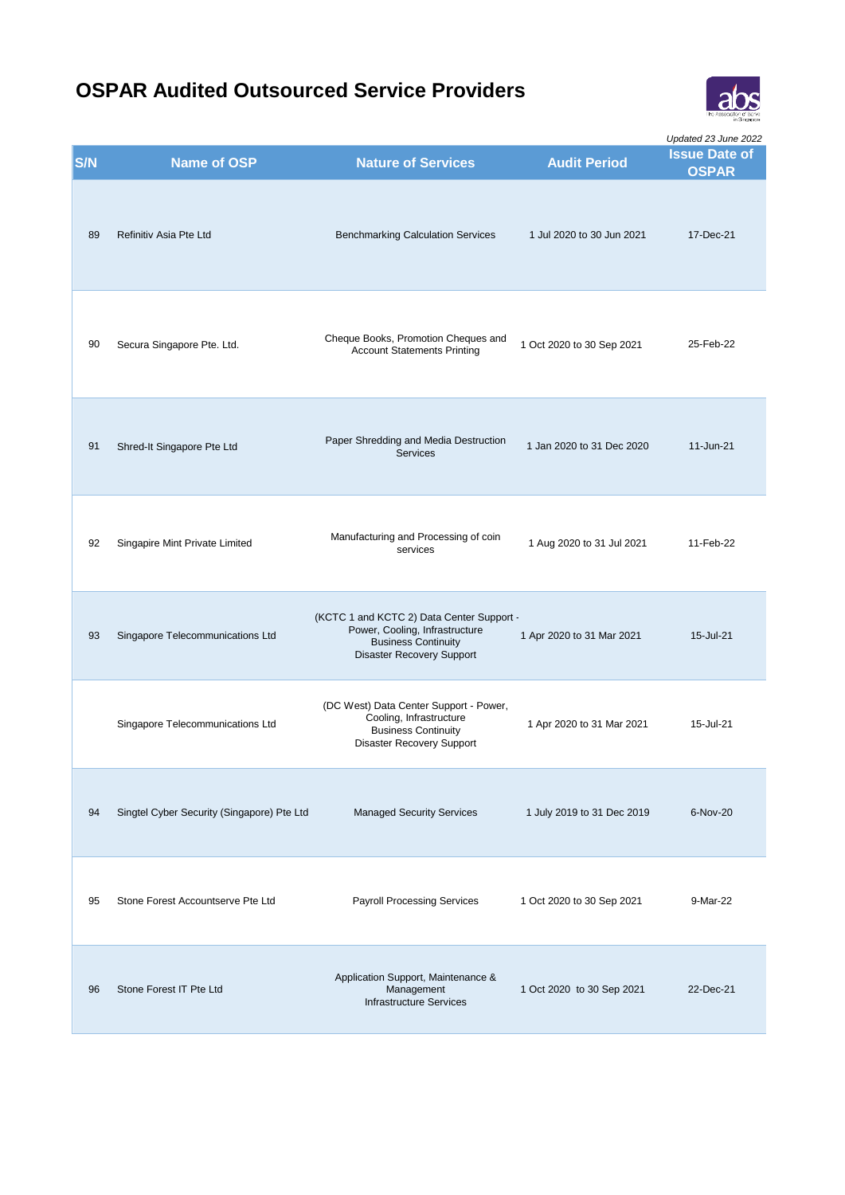# OSPAR Audited Outsourced Service Providers

*Updated 23 June 2022*

| S/N | Name of OSP | Nature of Services | Audit Period | Issue Date of OSPAR |
|---|---|---|---|---|
| 89 | Refinitiv Asia Pte Ltd | Benchmarking Calculation Services | 1 Jul 2020 to 30 Jun 2021 | 17-Dec-21 |
| 90 | Secura Singapore Pte. Ltd. | Cheque Books, Promotion Cheques and Account Statements Printing | 1 Oct 2020 to 30 Sep 2021 | 25-Feb-22 |
| 91 | Shred-It Singapore Pte Ltd | Paper Shredding and Media Destruction Services | 1 Jan 2020 to 31 Dec 2020 | 11-Jun-21 |
| 92 | Singapire Mint Private Limited | Manufacturing and Processing of coin services | 1 Aug 2020 to 31 Jul 2021 | 11-Feb-22 |
| 93 | Singapore Telecommunications Ltd | (KCTC 1 and KCTC 2) Data Center Support - Power, Cooling, Infrastructure<br>Business Continuity<br>Disaster Recovery Support | 1 Apr 2020 to 31 Mar 2021 | 15-Jul-21 |
| | Singapore Telecommunications Ltd | (DC West) Data Center Support - Power, Cooling, Infrastructure<br>Business Continuity<br>Disaster Recovery Support | 1 Apr 2020 to 31 Mar 2021 | 15-Jul-21 |
| 94 | Singtel Cyber Security (Singapore) Pte Ltd | Managed Security Services | 1 July 2019 to 31 Dec 2019 | 6-Nov-20 |
| 95 | Stone Forest Accountserve Pte Ltd | Payroll Processing Services | 1 Oct 2020 to 30 Sep 2021 | 9-Mar-22 |
| 96 | Stone Forest IT Pte Ltd | Application Support, Maintenance & Management<br>Infrastructure Services | 1 Oct 2020 to 30 Sep 2021 | 22-Dec-21 |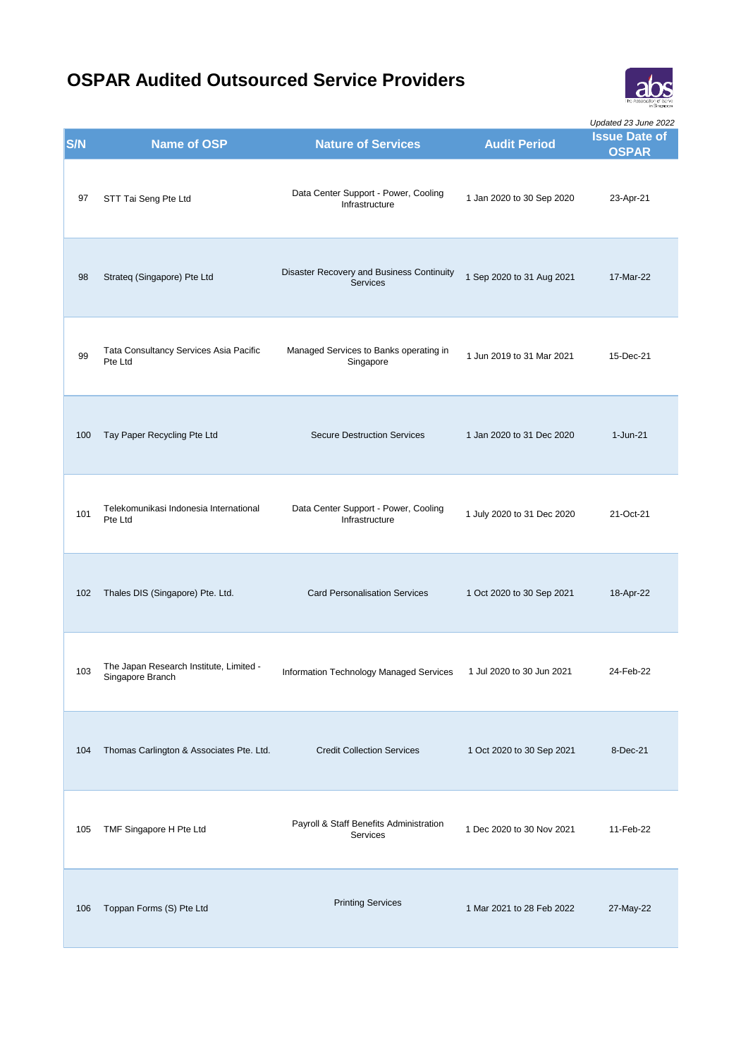# OSPAR Audited Outsourced Service Providers

*Updated 23 June 2022*

| S/N | Name of OSP | Nature of Services | Audit Period | Issue Date of OSPAR |
|---|---|---|---|---|
| 97 | STT Tai Seng Pte Ltd | Data Center Support - Power, Cooling Infrastructure | 1 Jan 2020 to 30 Sep 2020 | 23-Apr-21 |
| 98 | Strateq (Singapore) Pte Ltd | Disaster Recovery and Business Continuity Services | 1 Sep 2020 to 31 Aug 2021 | 17-Mar-22 |
| 99 | Tata Consultancy Services Asia Pacific Pte Ltd | Managed Services to Banks operating in Singapore | 1 Jun 2019 to 31 Mar 2021 | 15-Dec-21 |
| 100 | Tay Paper Recycling Pte Ltd | Secure Destruction Services | 1 Jan 2020 to 31 Dec 2020 | 1-Jun-21 |
| 101 | Telekomunikasi Indonesia International Pte Ltd | Data Center Support - Power, Cooling Infrastructure | 1 July 2020 to 31 Dec 2020 | 21-Oct-21 |
| 102 | Thales DIS (Singapore) Pte. Ltd. | Card Personalisation Services | 1 Oct 2020 to 30 Sep 2021 | 18-Apr-22 |
| 103 | The Japan Research Institute, Limited - Singapore Branch | Information Technology Managed Services | 1 Jul 2020 to 30 Jun 2021 | 24-Feb-22 |
| 104 | Thomas Carlington & Associates Pte. Ltd. | Credit Collection Services | 1 Oct 2020 to 30 Sep 2021 | 8-Dec-21 |
| 105 | TMF Singapore H Pte Ltd | Payroll & Staff Benefits Administration Services | 1 Dec 2020 to 30 Nov 2021 | 11-Feb-22 |
| 106 | Toppan Forms (S) Pte Ltd | Printing Services | 1 Mar 2021 to 28 Feb 2022 | 27-May-22 |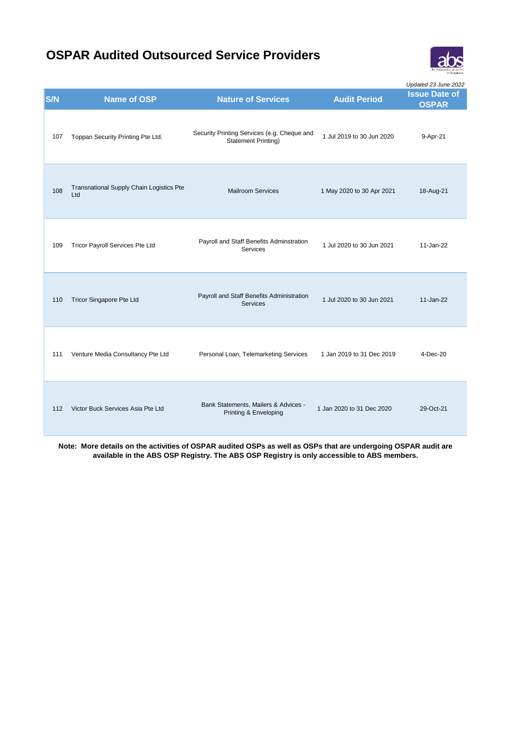# OSPAR Audited Outsourced Service Providers

*Updated 23 June 2022*

| S/N | Name of OSP | Nature of Services | Audit Period | Issue Date of OSPAR |
|---|---|---|---|---|
| 107 | Toppan Security Printing Pte Ltd. | Security Printing Services (e.g. Cheque and Statement Printing) | 1 Jul 2019 to 30 Jun 2020 | 9-Apr-21 |
| 108 | Transnational Supply Chain Logistics Pte Ltd | Mailroom Services | 1 May 2020 to 30 Apr 2021 | 18-Aug-21 |
| 109 | Tricor Payroll Services Pte Ltd | Payroll and Staff Benefits Adminstration Services | 1 Jul 2020 to 30 Jun 2021 | 11-Jan-22 |
| 110 | Tricor Singapore Pte Ltd | Payroll and Staff Benefits Administration Services | 1 Jul 2020 to 30 Jun 2021 | 11-Jan-22 |
| 111 | Venture Media Consultancy Pte Ltd | Personal Loan, Telemarketing Services | 1 Jan 2019 to 31 Dec 2019 | 4-Dec-20 |
| 112 | Victor Buck Services Asia Pte Ltd | Bank Statements, Mailers & Advices - Printing & Enveloping | 1 Jan 2020 to 31 Dec 2020 | 29-Oct-21 |

**Note: More details on the activities of OSPAR audited OSPs as well as OSPs that are undergoing OSPAR audit are available in the ABS OSP Registry. The ABS OSP Registry is only accessible to ABS members.**